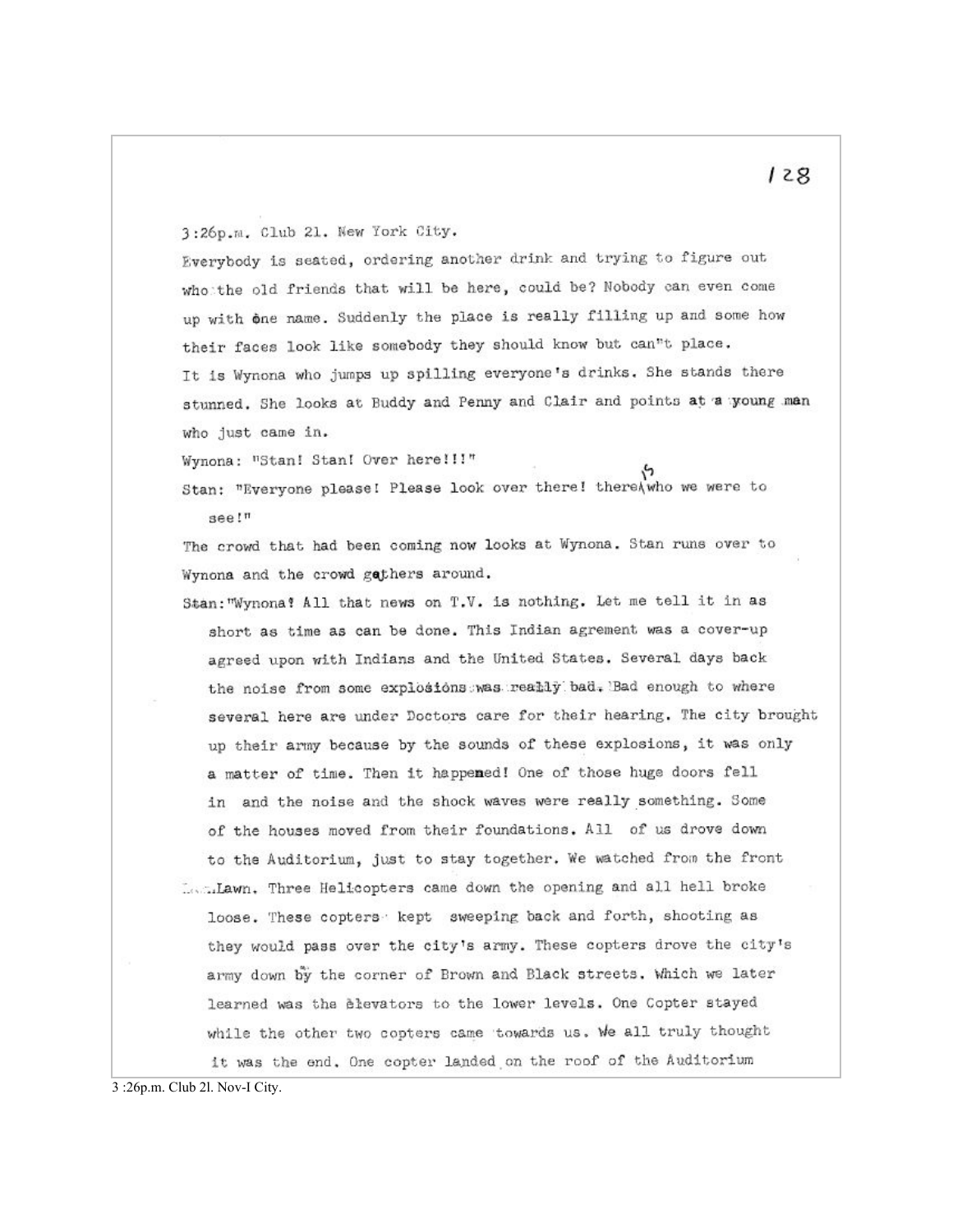3:26p.m. Club 21. New York City.

Everybody is seated, ordering another drink and trying to figure out who the old friends that will be here, could be? Nobody can even come up with one name. Suddenly the place is really filling up and some how their faces look like somebody they should know but can"t place.

It is Wynona who jumps up spilling everyone's drinks. She stands there stunned. She looks at Buddy and Penny and Clair and points at a young man who just came in.

Wynona: "Stan! Stan! Over here!!!"

Stan: "Everyone please! Please look over there! there is who we were to see!"

The crowd that had been coming now looks at Wynona. Stan runs over to Wynona and the crowd gathers around.

Stan: "Wynona! All that news on T.V. is nothing. Let me tell it in as short as time as can be done. This Indian agrement was a cover-up agreed upon with Indians and the United States. Several days back the noise from some explosions was really bad. Bad enough to where several here are under Doctors care for their hearing. The city brought up their army because by the sounds of these explosions, it was only a matter of time. Then it happened! One of those huge doors fell in and the noise and the shock waves were really something. Some of the houses moved from their foundations. All of us drove down to the Auditorium, just to stay together. We watched from the front Lawn. Three Helicopters came down the opening and all hell broke loose. These copters kept sweeping back and forth, shooting as they would pass over the city's army. These copters drove the city's army down by the corner of Brown and Black streets. Which we later learned was the elevators to the lower levels. One Copter stayed while the other two copters came towards us. We all truly thought it was the end. One copter landed on the roof of the Auditorium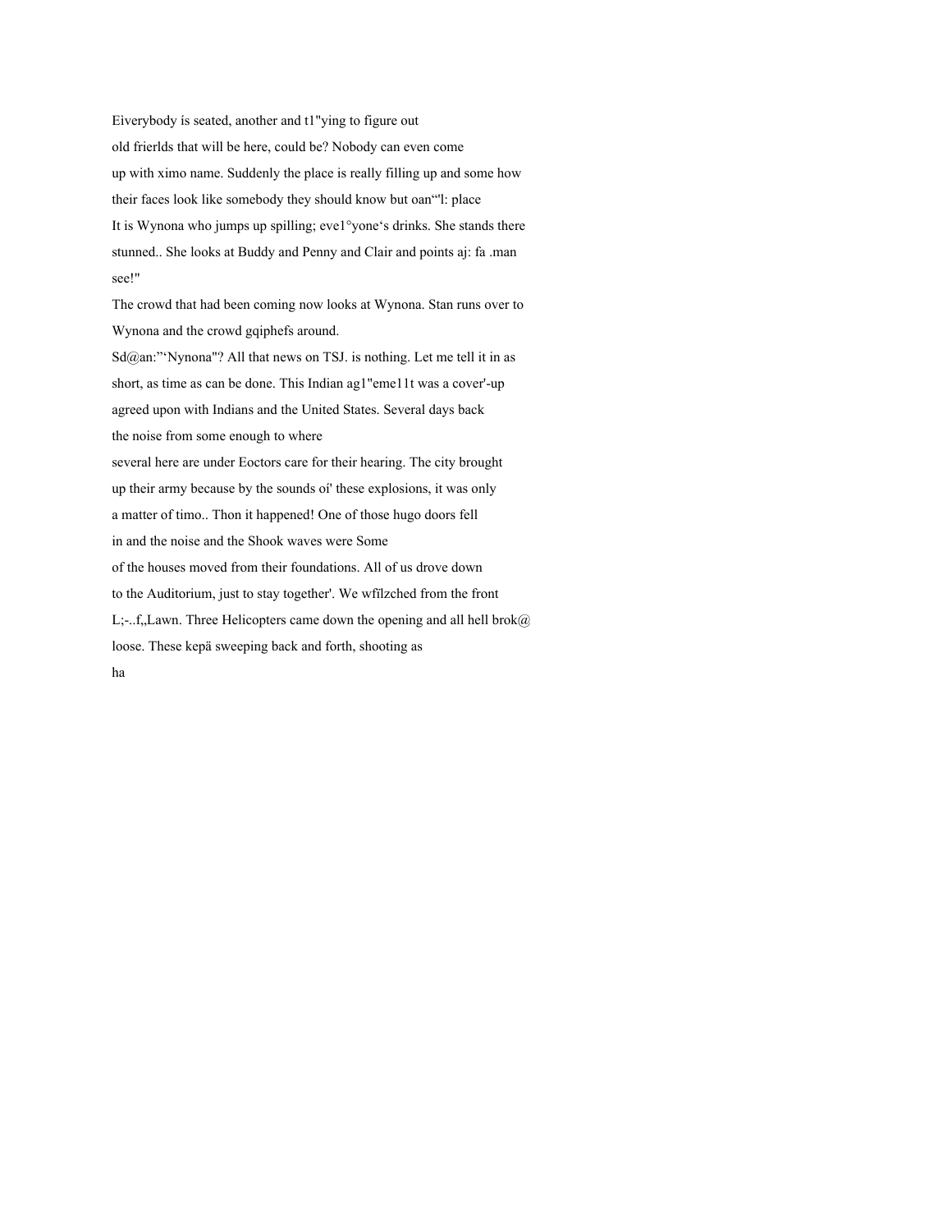Eìverybody ís seated, another and t1"ying to figure out
old frierlds that will be here, could be? Nobody can even come
up with ximo name. Suddenly the place is really filling up and some how
their faces look like somebody they should know but oan“'l: place
It is Wynona who jumps up spilling; eve1°yone‘s drinks. She stands there
stunned.. She looks at Buddy and Penny and Clair and points aj: fa .man
see!"
The crowd that had been coming now looks at Wynona. Stan runs over to
Wynona and the crowd gqiphefs around.
Sd@an:”‘Nynona"? All that news on TSJ. is nothing. Let me tell it in as
short, as time as can be done. This Indian ag1"eme11t was a cover'-up
agreed upon with Indians and the United States. Several days back
the noise from some enough to where
several here are under Eoctors care for their hearing. The city brought
up their army because by the sounds oí' these explosions, it was only
a matter of timo.. Thon it happened! One of those hugo doors fell
in and the noise and the Shook waves were Some
of the houses moved from their foundations. All of us drove down
to the Auditorium, just to stay together'. We wfilzched from the front
L;-..f,,Lawn. Three Helicopters came down the opening and all hell brok@
loose. These kepä sweeping back and forth, shooting as
ha